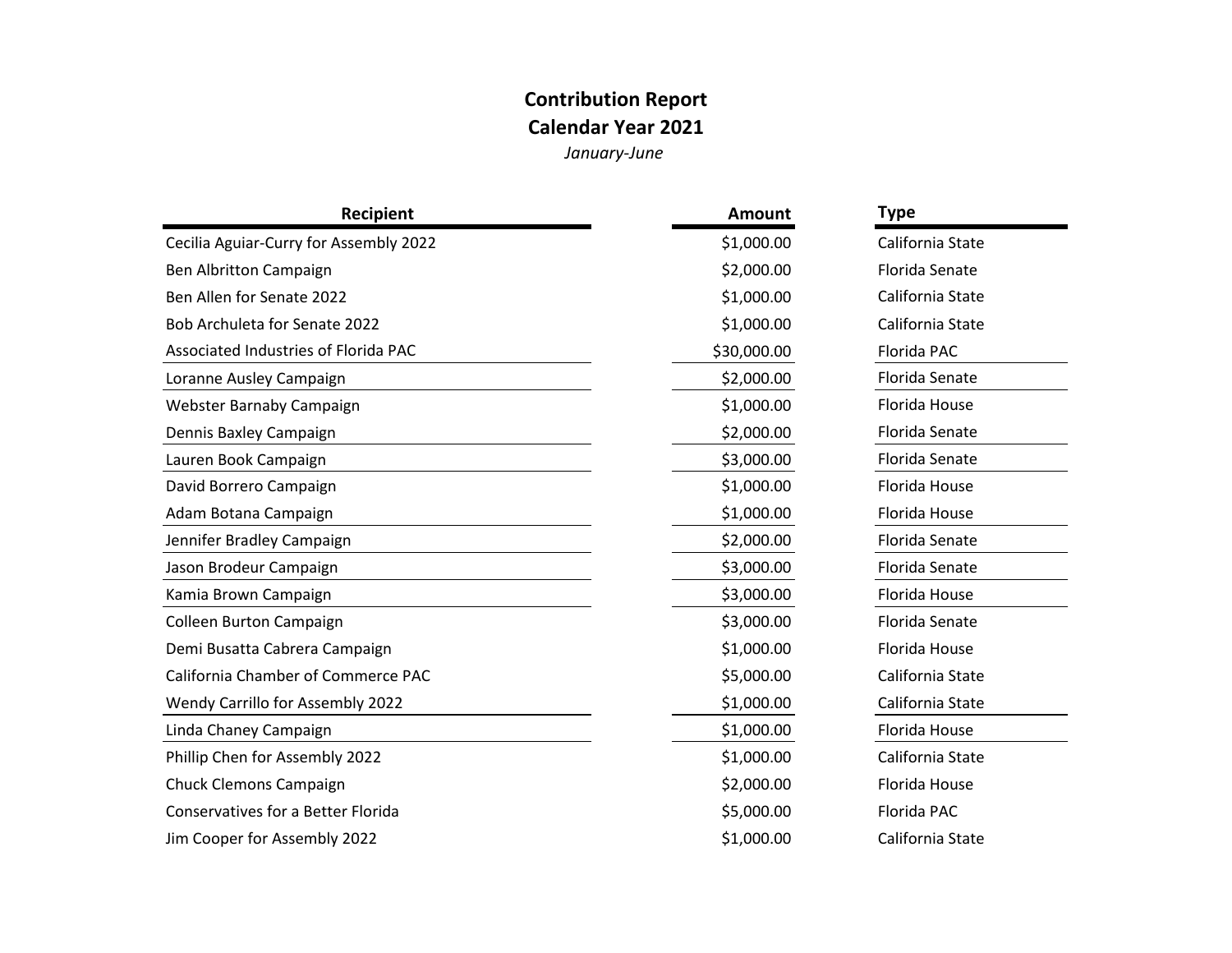# Contribution Report

## Calendar Year 2021

*January-June*

| Recipient | Amount | Type |
| --- | --- | --- |
| Cecilia Aguiar-Curry for Assembly 2022 | $1,000.00 | California State |
| Ben Albritton Campaign | $2,000.00 | Florida Senate |
| Ben Allen for Senate 2022 | $1,000.00 | California State |
| Bob Archuleta for Senate 2022 | $1,000.00 | California State |
| Associated Industries of Florida PAC | $30,000.00 | Florida PAC |
| Loranne Ausley Campaign | $2,000.00 | Florida Senate |
| Webster Barnaby Campaign | $1,000.00 | Florida House |
| Dennis Baxley Campaign | $2,000.00 | Florida Senate |
| Lauren Book Campaign | $3,000.00 | Florida Senate |
| David Borrero Campaign | $1,000.00 | Florida House |
| Adam Botana Campaign | $1,000.00 | Florida House |
| Jennifer Bradley Campaign | $2,000.00 | Florida Senate |
| Jason Brodeur Campaign | $3,000.00 | Florida Senate |
| Kamia Brown Campaign | $3,000.00 | Florida House |
| Colleen Burton Campaign | $3,000.00 | Florida Senate |
| Demi Busatta Cabrera Campaign | $1,000.00 | Florida House |
| California Chamber of Commerce PAC | $5,000.00 | California State |
| Wendy Carrillo for Assembly 2022 | $1,000.00 | California State |
| Linda Chaney Campaign | $1,000.00 | Florida House |
| Phillip Chen for Assembly 2022 | $1,000.00 | California State |
| Chuck Clemons Campaign | $2,000.00 | Florida House |
| Conservatives for a Better Florida | $5,000.00 | Florida PAC |
| Jim Cooper for Assembly 2022 | $1,000.00 | California State |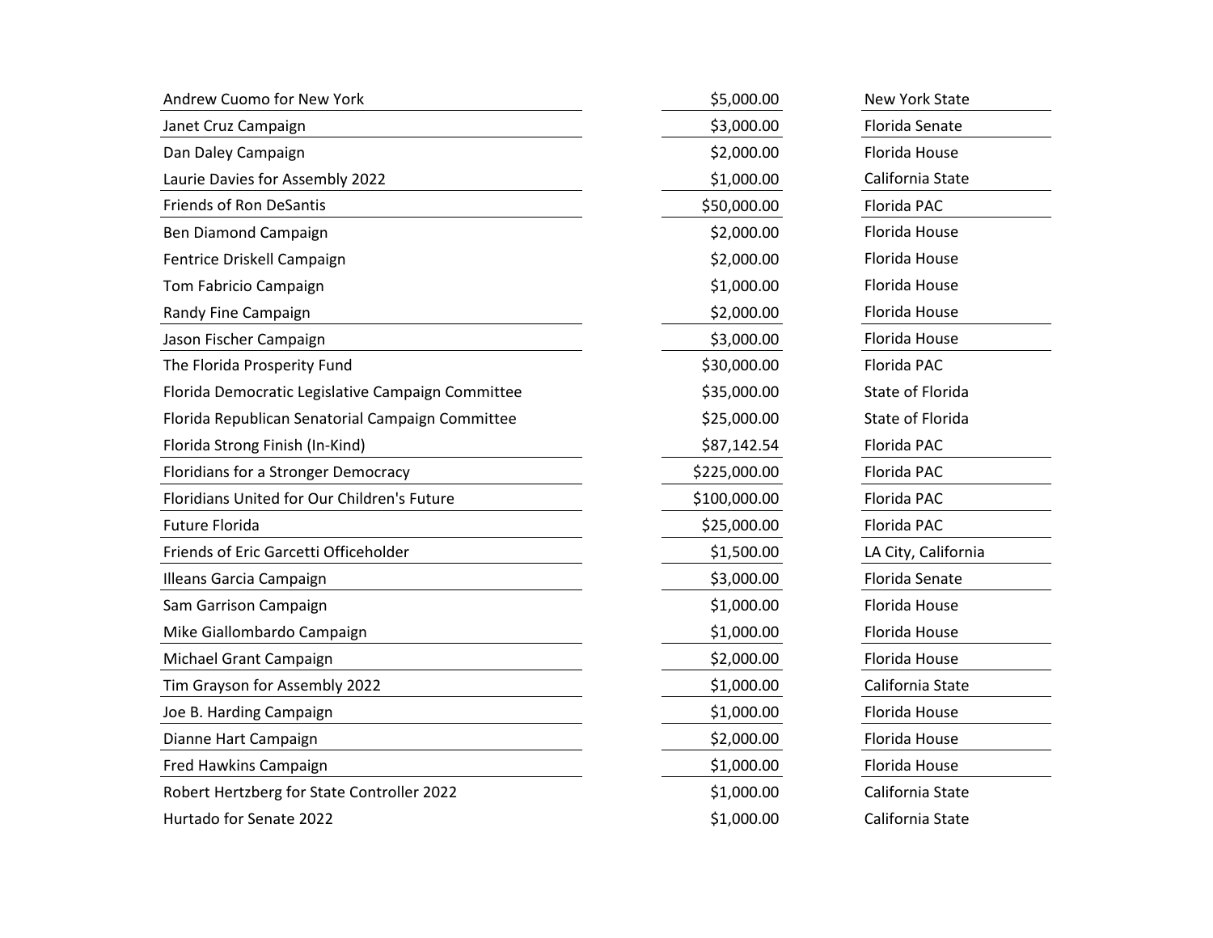| | | |
|---|---|---|
| Andrew Cuomo for New York | $5,000.00 | New York State |
| Janet Cruz Campaign | $3,000.00 | Florida Senate |
| Dan Daley Campaign | $2,000.00 | Florida House |
| Laurie Davies for Assembly 2022 | $1,000.00 | California State |
| Friends of Ron DeSantis | $50,000.00 | Florida PAC |
| Ben Diamond Campaign | $2,000.00 | Florida House |
| Fentrice Driskell Campaign | $2,000.00 | Florida House |
| Tom Fabricio Campaign | $1,000.00 | Florida House |
| Randy Fine Campaign | $2,000.00 | Florida House |
| Jason Fischer Campaign | $3,000.00 | Florida House |
| The Florida Prosperity Fund | $30,000.00 | Florida PAC |
| Florida Democratic Legislative Campaign Committee | $35,000.00 | State of Florida |
| Florida Republican Senatorial Campaign Committee | $25,000.00 | State of Florida |
| Florida Strong Finish (In-Kind) | $87,142.54 | Florida PAC |
| Floridians for a Stronger Democracy | $225,000.00 | Florida PAC |
| Floridians United for Our Children's Future | $100,000.00 | Florida PAC |
| Future Florida | $25,000.00 | Florida PAC |
| Friends of Eric Garcetti Officeholder | $1,500.00 | LA City, California |
| Illeans Garcia Campaign | $3,000.00 | Florida Senate |
| Sam Garrison Campaign | $1,000.00 | Florida House |
| Mike Giallombardo Campaign | $1,000.00 | Florida House |
| Michael Grant Campaign | $2,000.00 | Florida House |
| Tim Grayson for Assembly 2022 | $1,000.00 | California State |
| Joe B. Harding Campaign | $1,000.00 | Florida House |
| Dianne Hart Campaign | $2,000.00 | Florida House |
| Fred Hawkins Campaign | $1,000.00 | Florida House |
| Robert Hertzberg for State Controller 2022 | $1,000.00 | California State |
| Hurtado for Senate 2022 | $1,000.00 | California State |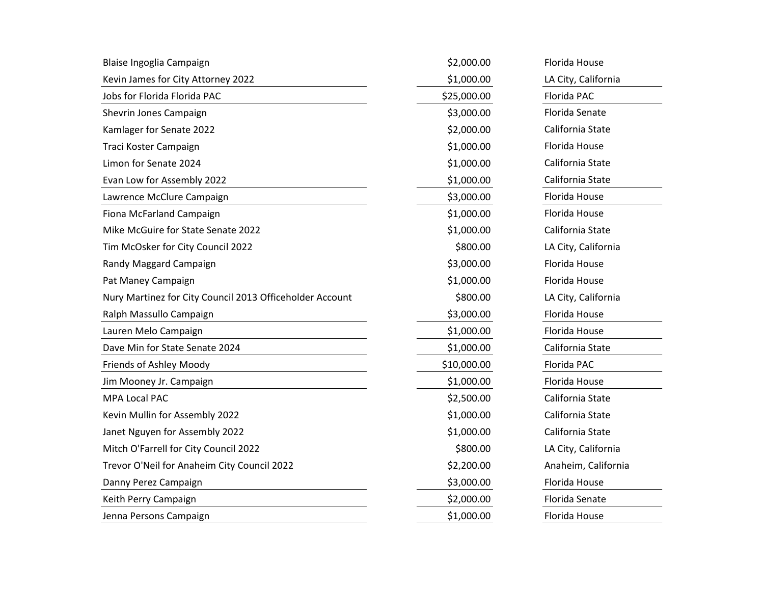| | | |
|---|---|---|
| Blaise Ingoglia Campaign | $2,000.00 | Florida House |
| Kevin James for City Attorney 2022 | $1,000.00 | LA City, California |
| Jobs for Florida Florida PAC | $25,000.00 | Florida PAC |
| Shevrin Jones Campaign | $3,000.00 | Florida Senate |
| Kamlager for Senate 2022 | $2,000.00 | California State |
| Traci Koster Campaign | $1,000.00 | Florida House |
| Limon for Senate 2024 | $1,000.00 | California State |
| Evan Low for Assembly 2022 | $1,000.00 | California State |
| Lawrence McClure Campaign | $3,000.00 | Florida House |
| Fiona McFarland Campaign | $1,000.00 | Florida House |
| Mike McGuire for State Senate 2022 | $1,000.00 | California State |
| Tim McOsker for City Council 2022 | $800.00 | LA City, California |
| Randy Maggard Campaign | $3,000.00 | Florida House |
| Pat Maney Campaign | $1,000.00 | Florida House |
| Nury Martinez for City Council 2013 Officeholder Account | $800.00 | LA City, California |
| Ralph Massullo Campaign | $3,000.00 | Florida House |
| Lauren Melo Campaign | $1,000.00 | Florida House |
| Dave Min for State Senate 2024 | $1,000.00 | California State |
| Friends of Ashley Moody | $10,000.00 | Florida PAC |
| Jim Mooney Jr. Campaign | $1,000.00 | Florida House |
| MPA Local PAC | $2,500.00 | California State |
| Kevin Mullin for Assembly 2022 | $1,000.00 | California State |
| Janet Nguyen for Assembly 2022 | $1,000.00 | California State |
| Mitch O'Farrell for City Council 2022 | $800.00 | LA City, California |
| Trevor O'Neil for Anaheim City Council 2022 | $2,200.00 | Anaheim, California |
| Danny Perez Campaign | $3,000.00 | Florida House |
| Keith Perry Campaign | $2,000.00 | Florida Senate |
| Jenna Persons Campaign | $1,000.00 | Florida House |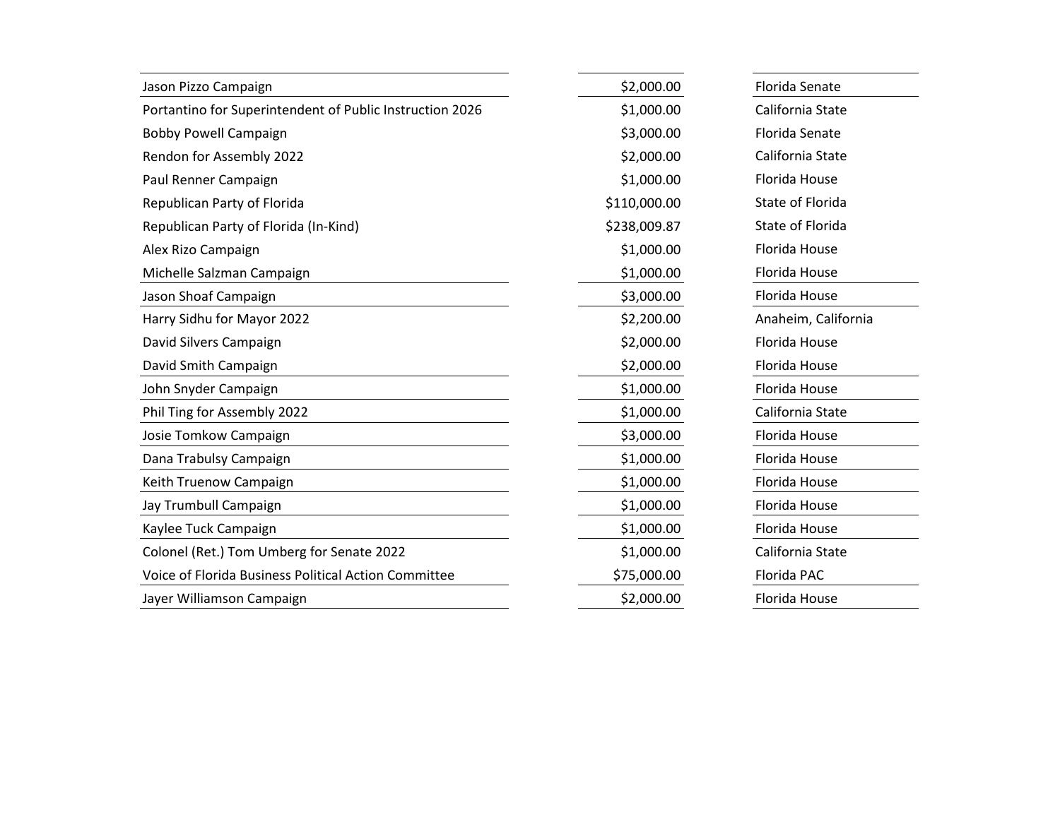| | | |
|---|---|---|
| Jason Pizzo Campaign | $2,000.00 | Florida Senate |
| Portantino for Superintendent of Public Instruction 2026 | $1,000.00 | California State |
| Bobby Powell Campaign | $3,000.00 | Florida Senate |
| Rendon for Assembly 2022 | $2,000.00 | California State |
| Paul Renner Campaign | $1,000.00 | Florida House |
| Republican Party of Florida | $110,000.00 | State of Florida |
| Republican Party of Florida (In-Kind) | $238,009.87 | State of Florida |
| Alex Rizo Campaign | $1,000.00 | Florida House |
| Michelle Salzman Campaign | $1,000.00 | Florida House |
| Jason Shoaf Campaign | $3,000.00 | Florida House |
| Harry Sidhu for Mayor 2022 | $2,200.00 | Anaheim, California |
| David Silvers Campaign | $2,000.00 | Florida House |
| David Smith Campaign | $2,000.00 | Florida House |
| John Snyder Campaign | $1,000.00 | Florida House |
| Phil Ting for Assembly 2022 | $1,000.00 | California State |
| Josie Tomkow Campaign | $3,000.00 | Florida House |
| Dana Trabulsy Campaign | $1,000.00 | Florida House |
| Keith Truenow Campaign | $1,000.00 | Florida House |
| Jay Trumbull Campaign | $1,000.00 | Florida House |
| Kaylee Tuck Campaign | $1,000.00 | Florida House |
| Colonel (Ret.) Tom Umberg for Senate 2022 | $1,000.00 | California State |
| Voice of Florida Business Political Action Committee | $75,000.00 | Florida PAC |
| Jayer Williamson Campaign | $2,000.00 | Florida House |